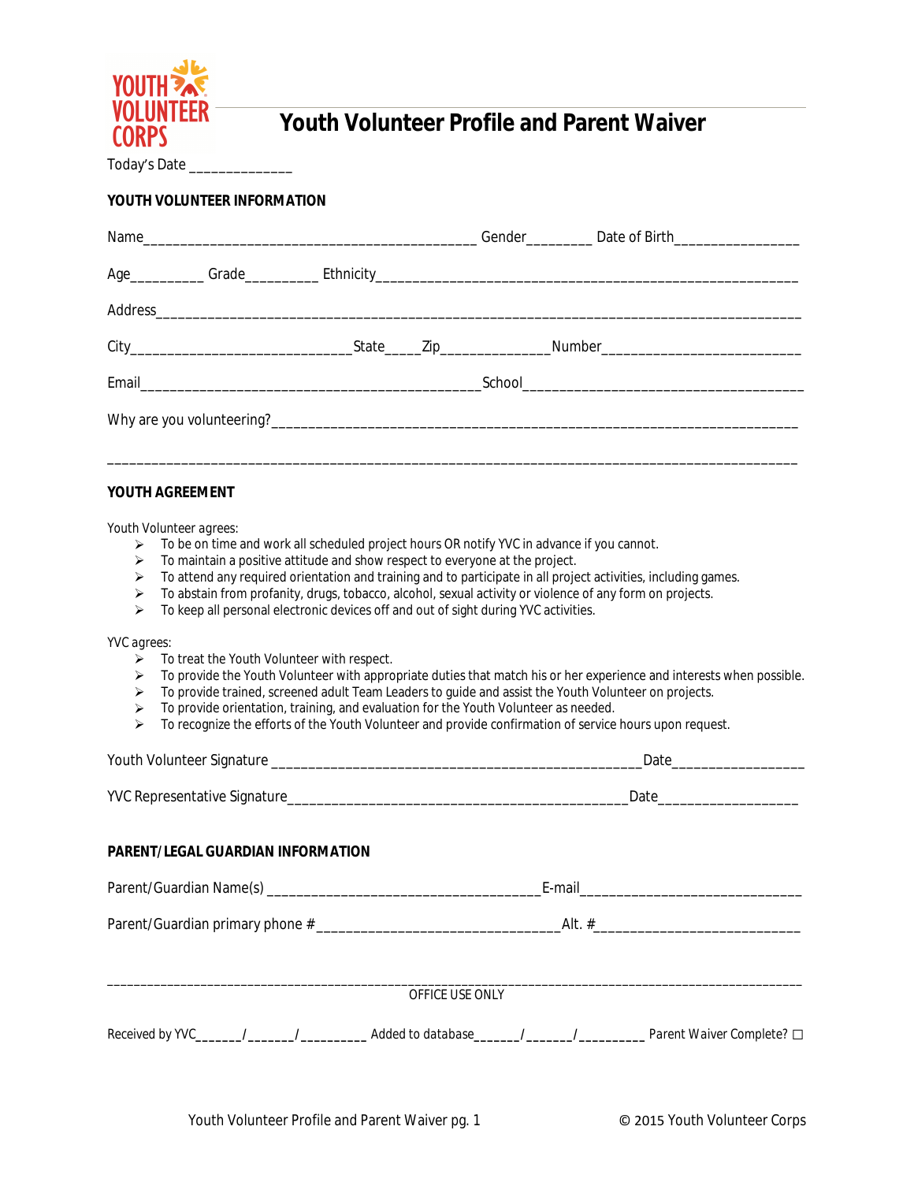YOUTH VOLUNTEER CORPS

# Youth Volunteer Profile and Parent Waiver

Today's Date ______________

## YOUTH VOLUNTEER INFORMATION

Name_____________________________________________ Gender_________ Date of Birth_________________

Age__________ Grade__________ Ethnicity__________________________________________________________

Address__________________________________________________________________________________________

City______________________________State_____Zip______________Number__________________________

Email_____________________________________________School______________________________________

Why are you volunteering?______________________________________________________________________

_________________________________________________________________________________________________

## YOUTH AGREEMENT

Youth Volunteer agrees:

- To be on time and work all scheduled project hours OR notify YVC in advance if you cannot.
- To maintain a positive attitude and show respect to everyone at the project.
- To attend any required orientation and training and to participate in all project activities, including games.
- To abstain from profanity, drugs, tobacco, alcohol, sexual activity or violence of any form on projects.
- To keep all personal electronic devices off and out of sight during YVC activities.

YVC agrees:

- To treat the Youth Volunteer with respect.
- To provide the Youth Volunteer with appropriate duties that match his or her experience and interests when possible.
- To provide trained, screened adult Team Leaders to guide and assist the Youth Volunteer on projects.
- To provide orientation, training, and evaluation for the Youth Volunteer as needed.
- To recognize the efforts of the Youth Volunteer and provide confirmation of service hours upon request.

Youth Volunteer Signature __________________________________________________Date_________________

YVC Representative Signature_____________________________________________Date__________________

## PARENT/LEGAL GUARDIAN INFORMATION

Parent/Guardian Name(s) ____________________________________E-mail_____________________________

Parent/Guardian primary phone #________________________________Alt. #___________________________

_________________________________________________________________________________________________

OFFICE USE ONLY

Received by YVC_______/_______/__________ Added to database_______/_______/__________ Parent Waiver Complete? ☐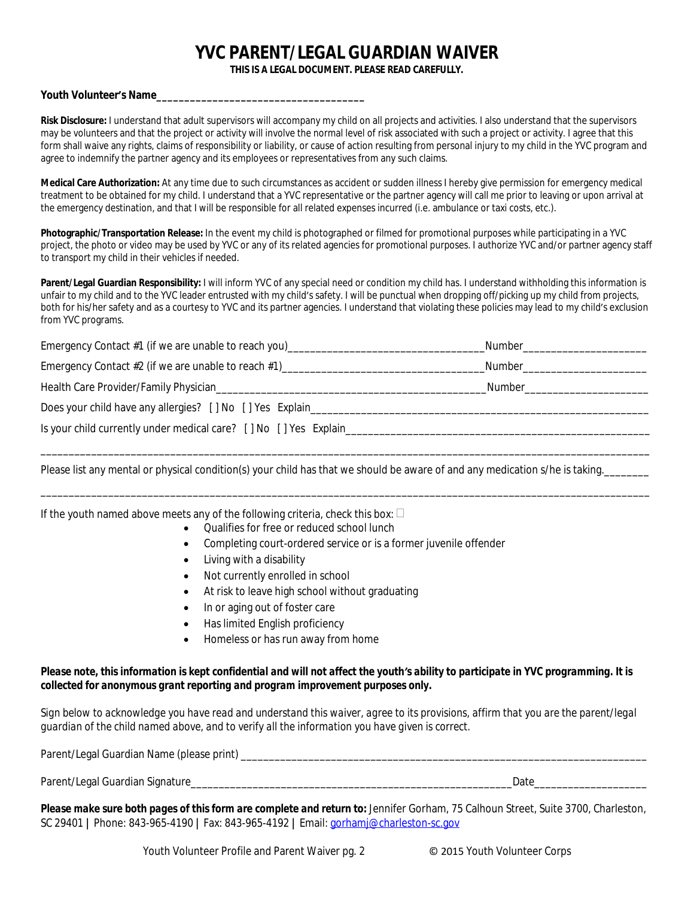# YVC PARENT/LEGAL GUARDIAN WAIVER

**THIS IS A LEGAL DOCUMENT. PLEASE READ CAREFULLY.**

**Youth Volunteer's Name**_____________________________________

**Risk Disclosure:** I understand that adult supervisors will accompany my child on all projects and activities. I also understand that the supervisors may be volunteers and that the project or activity will involve the normal level of risk associated with such a project or activity. I agree that this form shall waive any rights, claims of responsibility or liability, or cause of action resulting from personal injury to my child in the YVC program and agree to indemnify the partner agency and its employees or representatives from any such claims.

**Medical Care Authorization:** At any time due to such circumstances as accident or sudden illness I hereby give permission for emergency medical treatment to be obtained for my child. I understand that a YVC representative or the partner agency will call me prior to leaving or upon arrival at the emergency destination, and that I will be responsible for all related expenses incurred (i.e. ambulance or taxi costs, etc.).

**Photographic/Transportation Release:** In the event my child is photographed or filmed for promotional purposes while participating in a YVC project, the photo or video may be used by YVC or any of its related agencies for promotional purposes. I authorize YVC and/or partner agency staff to transport my child in their vehicles if needed.

**Parent/Legal Guardian Responsibility:** I will inform YVC of any special need or condition my child has. I understand withholding this information is unfair to my child and to the YVC leader entrusted with my child's safety. I will be punctual when dropping off/picking up my child from projects, both for his/her safety and as a courtesy to YVC and its partner agencies. I understand that violating these policies may lead to my child's exclusion from YVC programs.

Emergency Contact #1 (if we are unable to reach you)___________________________________Number______________________

Emergency Contact #2 (if we are unable to reach #1)___________________________________Number______________________

Health Care Provider/Family Physician_______________________________________________Number______________________

Does your child have any allergies? [ ] No [ ] Yes Explain______________________________________________________________

Is your child currently under medical care? [ ] No [ ] Yes Explain________________________________________________________

________________________________________________________________________________________________________________

Please list any mental or physical condition(s) your child has that we should be aware of and any medication s/he is taking.________

________________________________________________________________________________________________________________

If the youth named above meets any of the following criteria, check this box: ☐

- Qualifies for free or reduced school lunch
- Completing court-ordered service or is a former juvenile offender
- Living with a disability
- Not currently enrolled in school
- At risk to leave high school without graduating
- In or aging out of foster care
- Has limited English proficiency
- Homeless or has run away from home

***Please note, this information is kept confidential and will not affect the youth's ability to participate in YVC programming. It is collected for anonymous grant reporting and program improvement purposes only.***

*Sign below to acknowledge you have read and understand this waiver, agree to its provisions, affirm that you are the parent/legal guardian of the child named above, and to verify all the information you have given is correct.*

Parent/Legal Guardian Name (please print) ___________________________________________________________________________

Parent/Legal Guardian Signature___________________________________________________________Date____________________

***Please make sure both pages of this form are complete and return to:*** Jennifer Gorham, 75 Calhoun Street, Suite 3700, Charleston, SC 29401 **|** Phone: 843-965-4190 **|** Fax: 843-965-4192 **|** Email: gorhamj@charleston-sc.gov

Youth Volunteer Profile and Parent Waiver pg. 2 © 2015 Youth Volunteer Corps